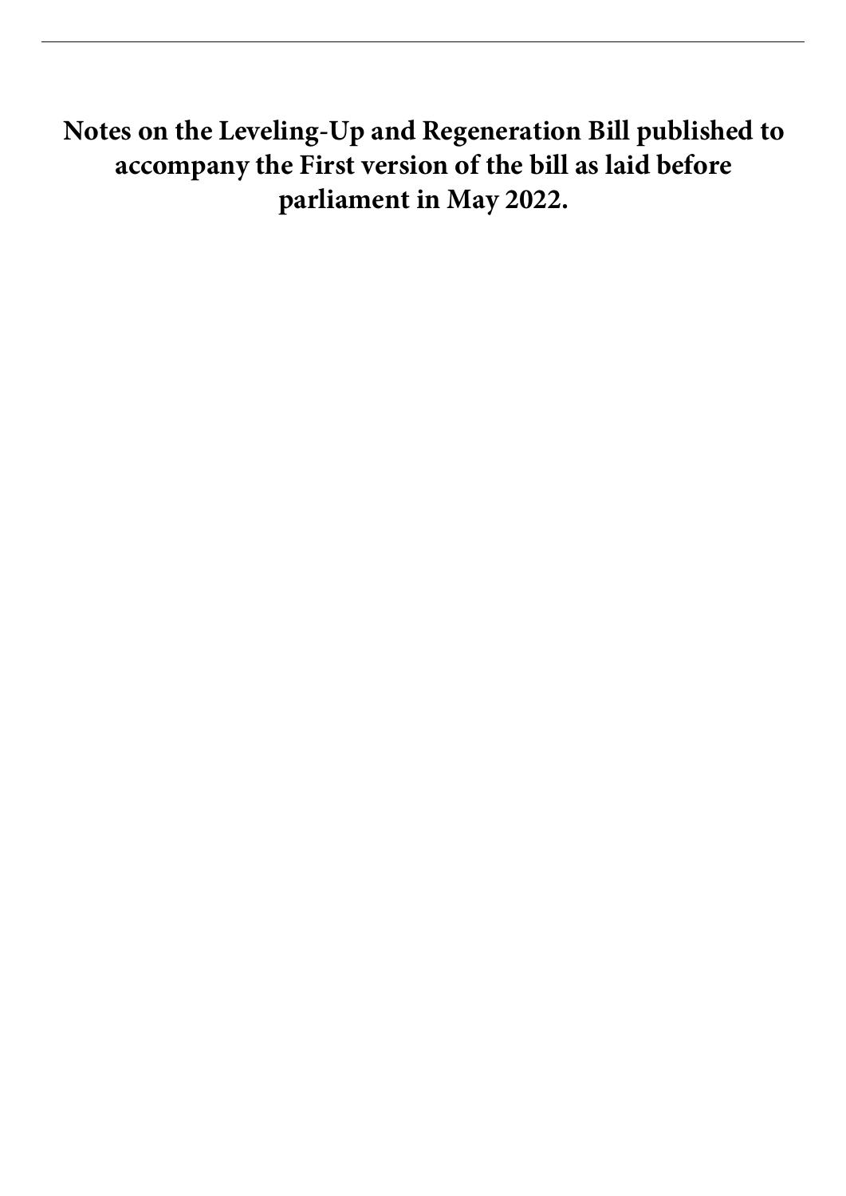# Notes on the Leveling-Up and Regeneration Bill published to accompany the First version of the bill as laid before parliament in May 2022.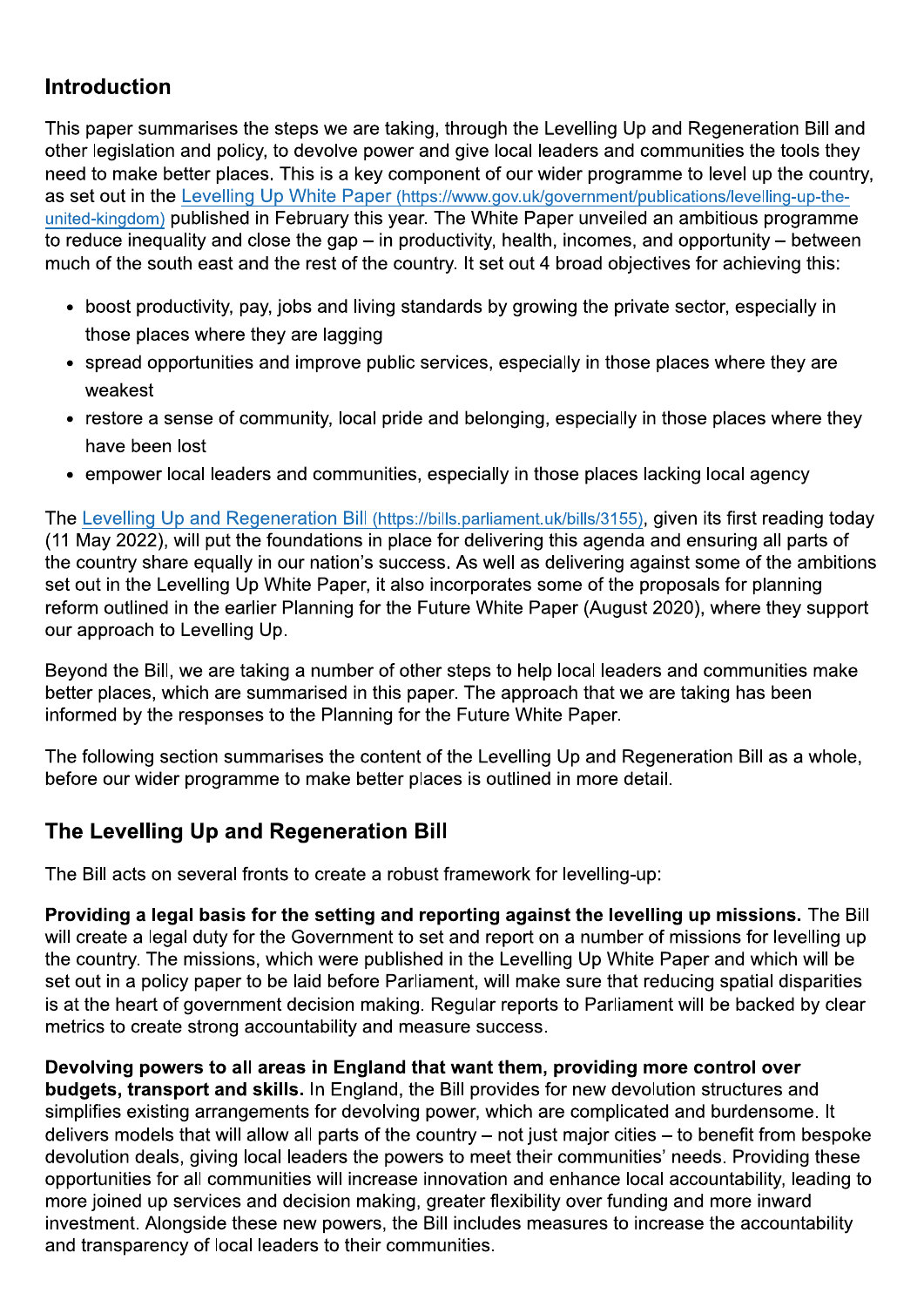## Introduction

This paper summarises the steps we are taking, through the Levelling Up and Regeneration Bill and other legislation and policy, to devolve power and give local leaders and communities the tools they need to make better places. This is a key component of our wider programme to level up the country, as set out in the [Levelling Up White Paper (https://www.gov.uk/government/publications/levelling-up-the-united-kingdom)](https://www.gov.uk/government/publications/levelling-up-the-united-kingdom) published in February this year. The White Paper unveiled an ambitious programme to reduce inequality and close the gap – in productivity, health, incomes, and opportunity – between much of the south east and the rest of the country. It set out 4 broad objectives for achieving this:

- boost productivity, pay, jobs and living standards by growing the private sector, especially in those places where they are lagging
- spread opportunities and improve public services, especially in those places where they are weakest
- restore a sense of community, local pride and belonging, especially in those places where they have been lost
- empower local leaders and communities, especially in those places lacking local agency

The [Levelling Up and Regeneration Bill (https://bills.parliament.uk/bills/3155)](https://bills.parliament.uk/bills/3155), given its first reading today (11 May 2022), will put the foundations in place for delivering this agenda and ensuring all parts of the country share equally in our nation's success. As well as delivering against some of the ambitions set out in the Levelling Up White Paper, it also incorporates some of the proposals for planning reform outlined in the earlier Planning for the Future White Paper (August 2020), where they support our approach to Levelling Up.

Beyond the Bill, we are taking a number of other steps to help local leaders and communities make better places, which are summarised in this paper. The approach that we are taking has been informed by the responses to the Planning for the Future White Paper.

The following section summarises the content of the Levelling Up and Regeneration Bill as a whole, before our wider programme to make better places is outlined in more detail.

## The Levelling Up and Regeneration Bill

The Bill acts on several fronts to create a robust framework for levelling-up:

**Providing a legal basis for the setting and reporting against the levelling up missions.** The Bill will create a legal duty for the Government to set and report on a number of missions for levelling up the country. The missions, which were published in the Levelling Up White Paper and which will be set out in a policy paper to be laid before Parliament, will make sure that reducing spatial disparities is at the heart of government decision making. Regular reports to Parliament will be backed by clear metrics to create strong accountability and measure success.

**Devolving powers to all areas in England that want them, providing more control over budgets, transport and skills.** In England, the Bill provides for new devolution structures and simplifies existing arrangements for devolving power, which are complicated and burdensome. It delivers models that will allow all parts of the country – not just major cities – to benefit from bespoke devolution deals, giving local leaders the powers to meet their communities' needs. Providing these opportunities for all communities will increase innovation and enhance local accountability, leading to more joined up services and decision making, greater flexibility over funding and more inward investment. Alongside these new powers, the Bill includes measures to increase the accountability and transparency of local leaders to their communities.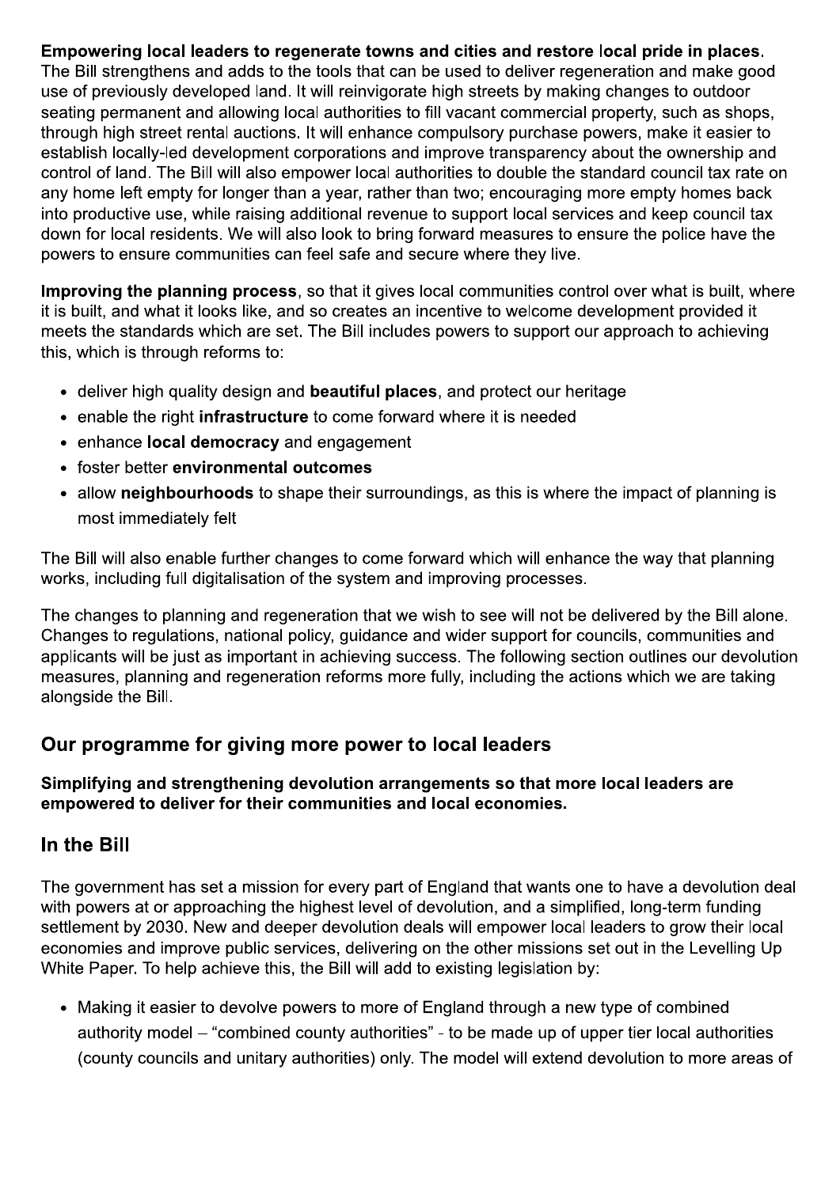**Empowering local leaders to regenerate towns and cities and restore local pride in places.** The Bill strengthens and adds to the tools that can be used to deliver regeneration and make good use of previously developed land. It will reinvigorate high streets by making changes to outdoor seating permanent and allowing local authorities to fill vacant commercial property, such as shops, through high street rental auctions. It will enhance compulsory purchase powers, make it easier to establish locally-led development corporations and improve transparency about the ownership and control of land. The Bill will also empower local authorities to double the standard council tax rate on any home left empty for longer than a year, rather than two; encouraging more empty homes back into productive use, while raising additional revenue to support local services and keep council tax down for local residents. We will also look to bring forward measures to ensure the police have the powers to ensure communities can feel safe and secure where they live.

**Improving the planning process**, so that it gives local communities control over what is built, where it is built, and what it looks like, and so creates an incentive to welcome development provided it meets the standards which are set. The Bill includes powers to support our approach to achieving this, which is through reforms to:

- deliver high quality design and **beautiful places**, and protect our heritage
- enable the right **infrastructure** to come forward where it is needed
- enhance **local democracy** and engagement
- foster better **environmental outcomes**
- allow **neighbourhoods** to shape their surroundings, as this is where the impact of planning is most immediately felt

The Bill will also enable further changes to come forward which will enhance the way that planning works, including full digitalisation of the system and improving processes.

The changes to planning and regeneration that we wish to see will not be delivered by the Bill alone. Changes to regulations, national policy, guidance and wider support for councils, communities and applicants will be just as important in achieving success. The following section outlines our devolution measures, planning and regeneration reforms more fully, including the actions which we are taking alongside the Bill.

## Our programme for giving more power to local leaders

**Simplifying and strengthening devolution arrangements so that more local leaders are empowered to deliver for their communities and local economies.**

## In the Bill

The government has set a mission for every part of England that wants one to have a devolution deal with powers at or approaching the highest level of devolution, and a simplified, long-term funding settlement by 2030. New and deeper devolution deals will empower local leaders to grow their local economies and improve public services, delivering on the other missions set out in the Levelling Up White Paper. To help achieve this, the Bill will add to existing legislation by:

- Making it easier to devolve powers to more of England through a new type of combined authority model – "combined county authorities" - to be made up of upper tier local authorities (county councils and unitary authorities) only. The model will extend devolution to more areas of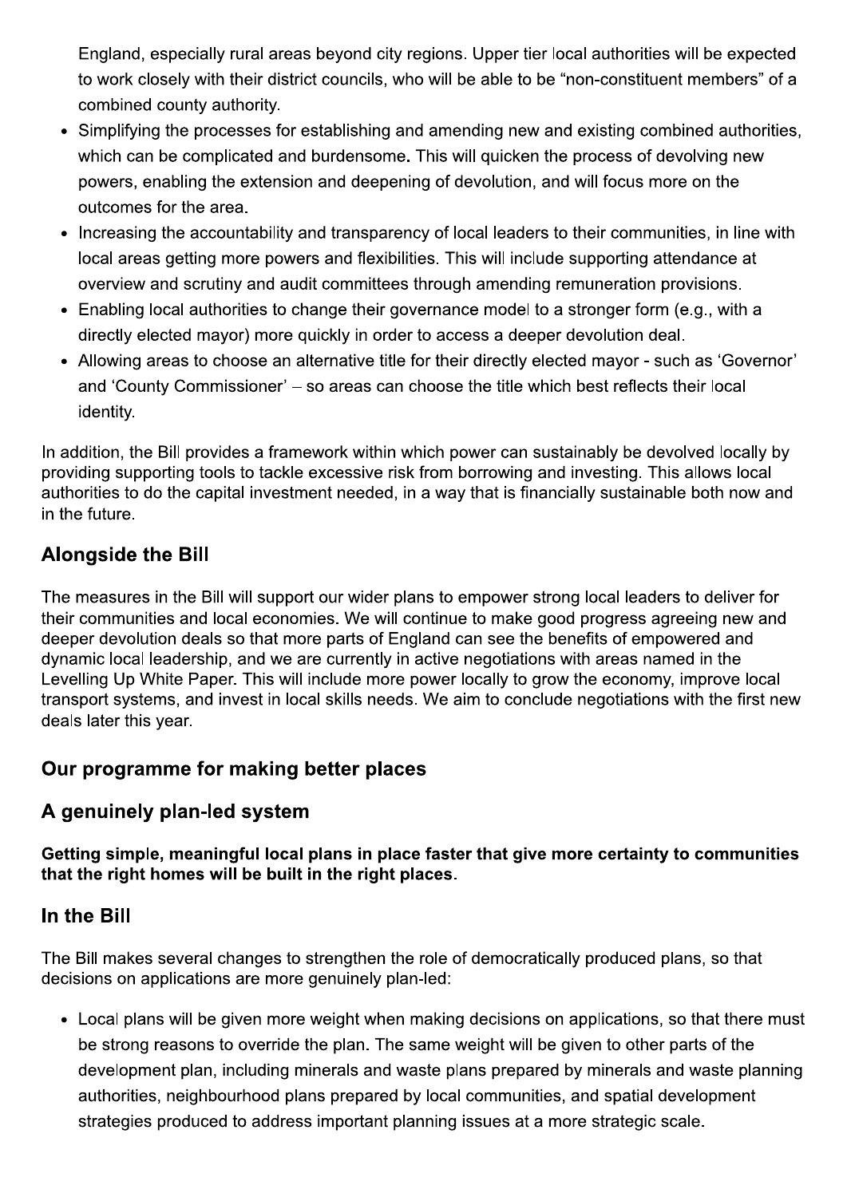England, especially rural areas beyond city regions. Upper tier local authorities will be expected to work closely with their district councils, who will be able to be "non-constituent members" of a combined county authority.

- Simplifying the processes for establishing and amending new and existing combined authorities, which can be complicated and burdensome. This will quicken the process of devolving new powers, enabling the extension and deepening of devolution, and will focus more on the outcomes for the area.
- Increasing the accountability and transparency of local leaders to their communities, in line with local areas getting more powers and flexibilities. This will include supporting attendance at overview and scrutiny and audit committees through amending remuneration provisions.
- Enabling local authorities to change their governance model to a stronger form (e.g., with a directly elected mayor) more quickly in order to access a deeper devolution deal.
- Allowing areas to choose an alternative title for their directly elected mayor - such as 'Governor' and 'County Commissioner' – so areas can choose the title which best reflects their local identity.

In addition, the Bill provides a framework within which power can sustainably be devolved locally by providing supporting tools to tackle excessive risk from borrowing and investing. This allows local authorities to do the capital investment needed, in a way that is financially sustainable both now and in the future.

### Alongside the Bill

The measures in the Bill will support our wider plans to empower strong local leaders to deliver for their communities and local economies. We will continue to make good progress agreeing new and deeper devolution deals so that more parts of England can see the benefits of empowered and dynamic local leadership, and we are currently in active negotiations with areas named in the Levelling Up White Paper. This will include more power locally to grow the economy, improve local transport systems, and invest in local skills needs. We aim to conclude negotiations with the first new deals later this year.

## Our programme for making better places

## A genuinely plan-led system

**Getting simple, meaningful local plans in place faster that give more certainty to communities that the right homes will be built in the right places.**

### In the Bill

The Bill makes several changes to strengthen the role of democratically produced plans, so that decisions on applications are more genuinely plan-led:

- Local plans will be given more weight when making decisions on applications, so that there must be strong reasons to override the plan. The same weight will be given to other parts of the development plan, including minerals and waste plans prepared by minerals and waste planning authorities, neighbourhood plans prepared by local communities, and spatial development strategies produced to address important planning issues at a more strategic scale.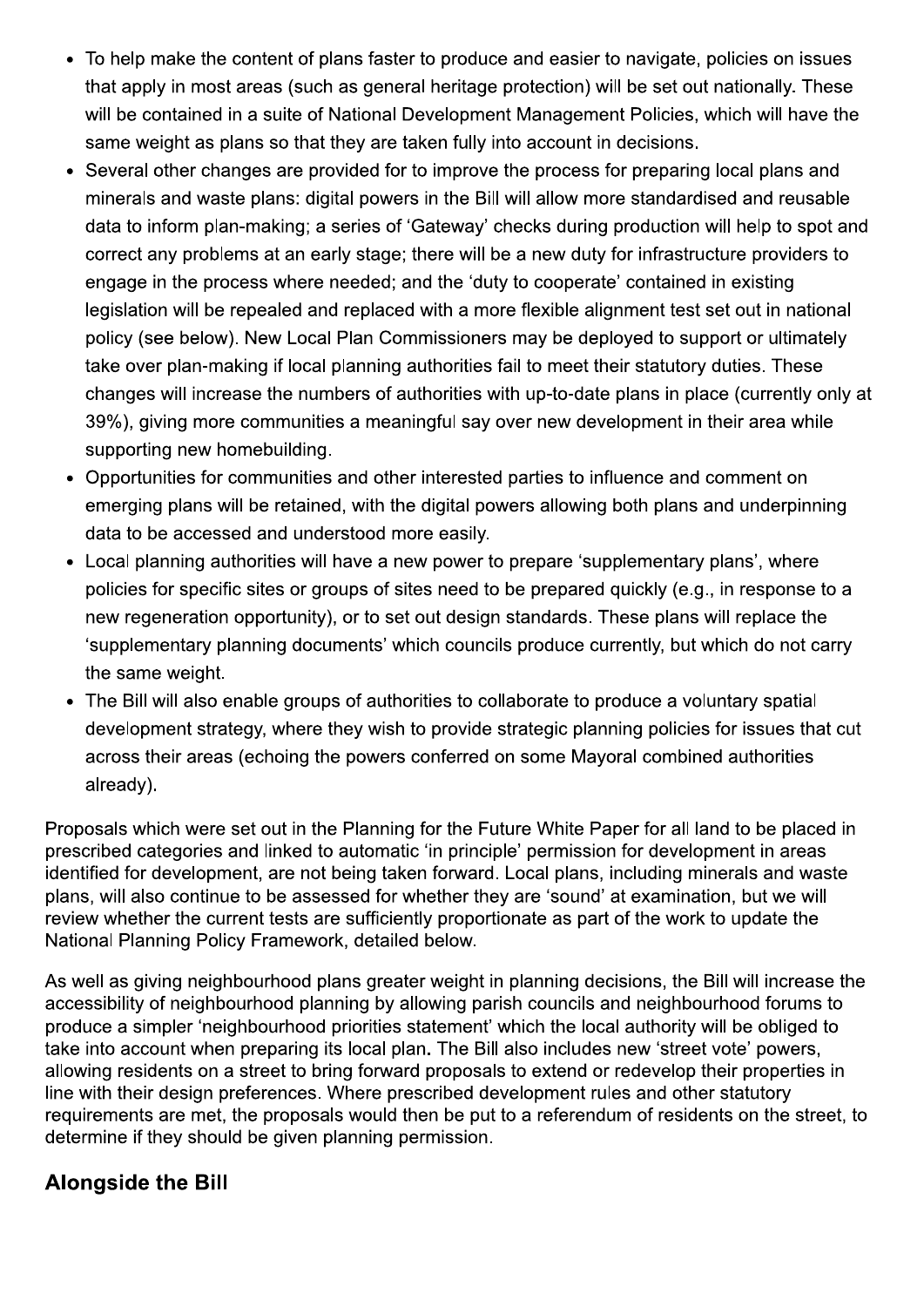- To help make the content of plans faster to produce and easier to navigate, policies on issues that apply in most areas (such as general heritage protection) will be set out nationally. These will be contained in a suite of National Development Management Policies, which will have the same weight as plans so that they are taken fully into account in decisions.
- Several other changes are provided for to improve the process for preparing local plans and minerals and waste plans: digital powers in the Bill will allow more standardised and reusable data to inform plan-making; a series of 'Gateway' checks during production will help to spot and correct any problems at an early stage; there will be a new duty for infrastructure providers to engage in the process where needed; and the 'duty to cooperate' contained in existing legislation will be repealed and replaced with a more flexible alignment test set out in national policy (see below). New Local Plan Commissioners may be deployed to support or ultimately take over plan-making if local planning authorities fail to meet their statutory duties. These changes will increase the numbers of authorities with up-to-date plans in place (currently only at 39%), giving more communities a meaningful say over new development in their area while supporting new homebuilding.
- Opportunities for communities and other interested parties to influence and comment on emerging plans will be retained, with the digital powers allowing both plans and underpinning data to be accessed and understood more easily.
- Local planning authorities will have a new power to prepare 'supplementary plans', where policies for specific sites or groups of sites need to be prepared quickly (e.g., in response to a new regeneration opportunity), or to set out design standards. These plans will replace the 'supplementary planning documents' which councils produce currently, but which do not carry the same weight.
- The Bill will also enable groups of authorities to collaborate to produce a voluntary spatial development strategy, where they wish to provide strategic planning policies for issues that cut across their areas (echoing the powers conferred on some Mayoral combined authorities already).

Proposals which were set out in the Planning for the Future White Paper for all land to be placed in prescribed categories and linked to automatic 'in principle' permission for development in areas identified for development, are not being taken forward. Local plans, including minerals and waste plans, will also continue to be assessed for whether they are 'sound' at examination, but we will review whether the current tests are sufficiently proportionate as part of the work to update the National Planning Policy Framework, detailed below.

As well as giving neighbourhood plans greater weight in planning decisions, the Bill will increase the accessibility of neighbourhood planning by allowing parish councils and neighbourhood forums to produce a simpler 'neighbourhood priorities statement' which the local authority will be obliged to take into account when preparing its local plan. The Bill also includes new 'street vote' powers, allowing residents on a street to bring forward proposals to extend or redevelop their properties in line with their design preferences. Where prescribed development rules and other statutory requirements are met, the proposals would then be put to a referendum of residents on the street, to determine if they should be given planning permission.

## Alongside the Bill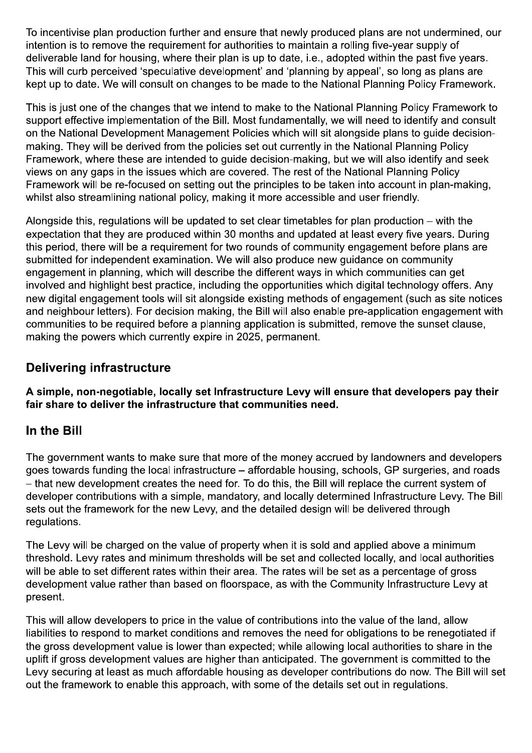To incentivise plan production further and ensure that newly produced plans are not undermined, our intention is to remove the requirement for authorities to maintain a rolling five-year supply of deliverable land for housing, where their plan is up to date, i.e., adopted within the past five years. This will curb perceived 'speculative development' and 'planning by appeal', so long as plans are kept up to date. We will consult on changes to be made to the National Planning Policy Framework.

This is just one of the changes that we intend to make to the National Planning Policy Framework to support effective implementation of the Bill. Most fundamentally, we will need to identify and consult on the National Development Management Policies which will sit alongside plans to guide decision-making. They will be derived from the policies set out currently in the National Planning Policy Framework, where these are intended to guide decision-making, but we will also identify and seek views on any gaps in the issues which are covered. The rest of the National Planning Policy Framework will be re-focused on setting out the principles to be taken into account in plan-making, whilst also streamlining national policy, making it more accessible and user friendly.

Alongside this, regulations will be updated to set clear timetables for plan production – with the expectation that they are produced within 30 months and updated at least every five years. During this period, there will be a requirement for two rounds of community engagement before plans are submitted for independent examination. We will also produce new guidance on community engagement in planning, which will describe the different ways in which communities can get involved and highlight best practice, including the opportunities which digital technology offers. Any new digital engagement tools will sit alongside existing methods of engagement (such as site notices and neighbour letters). For decision making, the Bill will also enable pre-application engagement with communities to be required before a planning application is submitted, remove the sunset clause, making the powers which currently expire in 2025, permanent.

## Delivering infrastructure

**A simple, non-negotiable, locally set Infrastructure Levy will ensure that developers pay their fair share to deliver the infrastructure that communities need.**

## In the Bill

The government wants to make sure that more of the money accrued by landowners and developers goes towards funding the local infrastructure – affordable housing, schools, GP surgeries, and roads – that new development creates the need for. To do this, the Bill will replace the current system of developer contributions with a simple, mandatory, and locally determined Infrastructure Levy. The Bill sets out the framework for the new Levy, and the detailed design will be delivered through regulations.

The Levy will be charged on the value of property when it is sold and applied above a minimum threshold. Levy rates and minimum thresholds will be set and collected locally, and local authorities will be able to set different rates within their area. The rates will be set as a percentage of gross development value rather than based on floorspace, as with the Community Infrastructure Levy at present.

This will allow developers to price in the value of contributions into the value of the land, allow liabilities to respond to market conditions and removes the need for obligations to be renegotiated if the gross development value is lower than expected; while allowing local authorities to share in the uplift if gross development values are higher than anticipated. The government is committed to the Levy securing at least as much affordable housing as developer contributions do now. The Bill will set out the framework to enable this approach, with some of the details set out in regulations.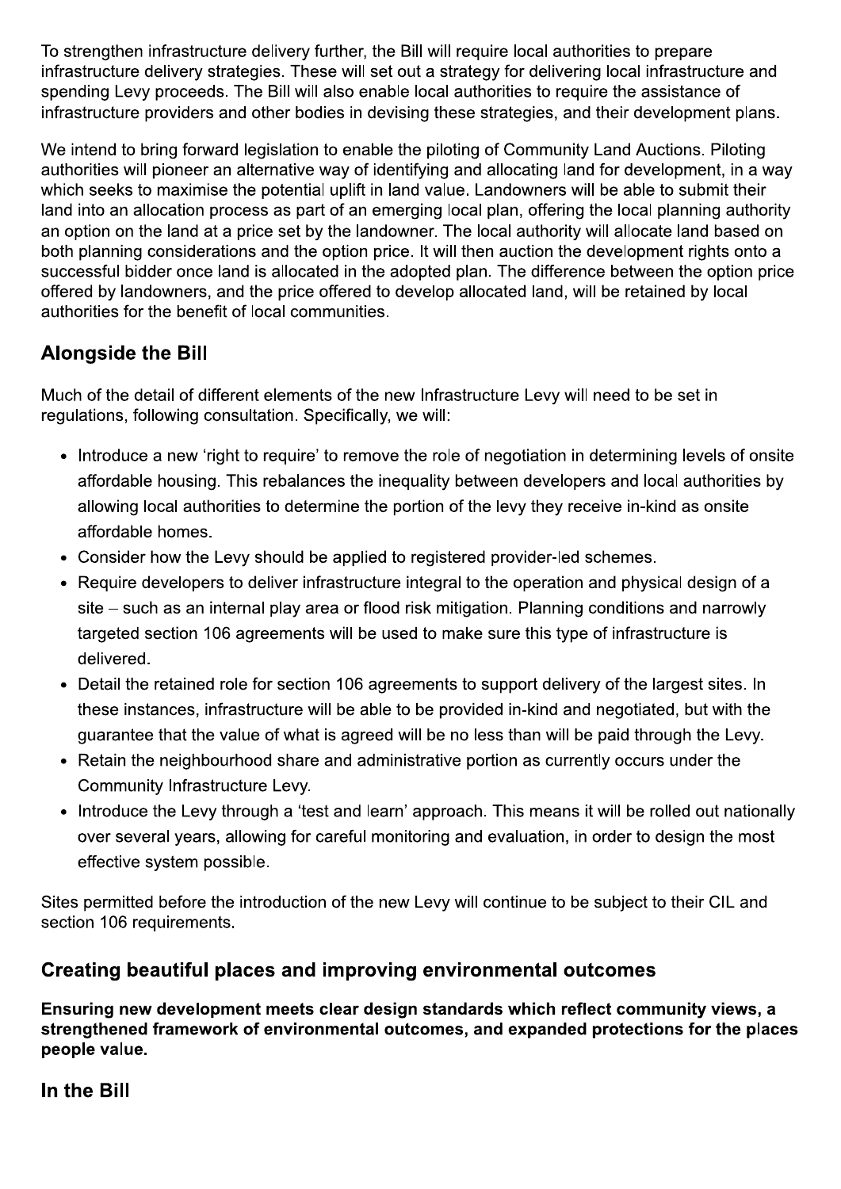To strengthen infrastructure delivery further, the Bill will require local authorities to prepare infrastructure delivery strategies. These will set out a strategy for delivering local infrastructure and spending Levy proceeds. The Bill will also enable local authorities to require the assistance of infrastructure providers and other bodies in devising these strategies, and their development plans.

We intend to bring forward legislation to enable the piloting of Community Land Auctions. Piloting authorities will pioneer an alternative way of identifying and allocating land for development, in a way which seeks to maximise the potential uplift in land value. Landowners will be able to submit their land into an allocation process as part of an emerging local plan, offering the local planning authority an option on the land at a price set by the landowner. The local authority will allocate land based on both planning considerations and the option price. It will then auction the development rights onto a successful bidder once land is allocated in the adopted plan. The difference between the option price offered by landowners, and the price offered to develop allocated land, will be retained by local authorities for the benefit of local communities.

## Alongside the Bill

Much of the detail of different elements of the new Infrastructure Levy will need to be set in regulations, following consultation. Specifically, we will:

- Introduce a new 'right to require' to remove the role of negotiation in determining levels of onsite affordable housing. This rebalances the inequality between developers and local authorities by allowing local authorities to determine the portion of the levy they receive in-kind as onsite affordable homes.
- Consider how the Levy should be applied to registered provider-led schemes.
- Require developers to deliver infrastructure integral to the operation and physical design of a site – such as an internal play area or flood risk mitigation. Planning conditions and narrowly targeted section 106 agreements will be used to make sure this type of infrastructure is delivered.
- Detail the retained role for section 106 agreements to support delivery of the largest sites. In these instances, infrastructure will be able to be provided in-kind and negotiated, but with the guarantee that the value of what is agreed will be no less than will be paid through the Levy.
- Retain the neighbourhood share and administrative portion as currently occurs under the Community Infrastructure Levy.
- Introduce the Levy through a 'test and learn' approach. This means it will be rolled out nationally over several years, allowing for careful monitoring and evaluation, in order to design the most effective system possible.

Sites permitted before the introduction of the new Levy will continue to be subject to their CIL and section 106 requirements.

## Creating beautiful places and improving environmental outcomes

**Ensuring new development meets clear design standards which reflect community views, a strengthened framework of environmental outcomes, and expanded protections for the places people value.**

## In the Bill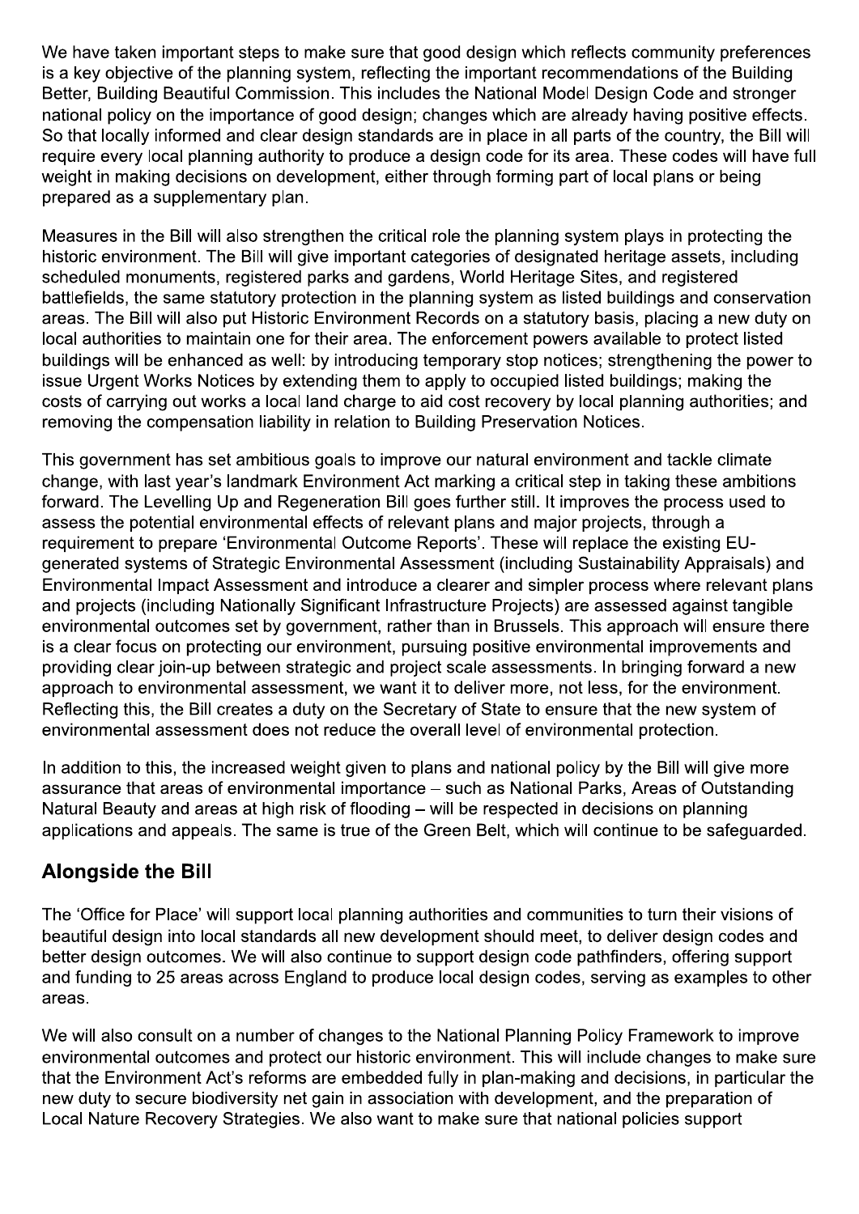We have taken important steps to make sure that good design which reflects community preferences is a key objective of the planning system, reflecting the important recommendations of the Building Better, Building Beautiful Commission. This includes the National Model Design Code and stronger national policy on the importance of good design; changes which are already having positive effects. So that locally informed and clear design standards are in place in all parts of the country, the Bill will require every local planning authority to produce a design code for its area. These codes will have full weight in making decisions on development, either through forming part of local plans or being prepared as a supplementary plan.

Measures in the Bill will also strengthen the critical role the planning system plays in protecting the historic environment. The Bill will give important categories of designated heritage assets, including scheduled monuments, registered parks and gardens, World Heritage Sites, and registered battlefields, the same statutory protection in the planning system as listed buildings and conservation areas. The Bill will also put Historic Environment Records on a statutory basis, placing a new duty on local authorities to maintain one for their area. The enforcement powers available to protect listed buildings will be enhanced as well: by introducing temporary stop notices; strengthening the power to issue Urgent Works Notices by extending them to apply to occupied listed buildings; making the costs of carrying out works a local land charge to aid cost recovery by local planning authorities; and removing the compensation liability in relation to Building Preservation Notices.

This government has set ambitious goals to improve our natural environment and tackle climate change, with last year's landmark Environment Act marking a critical step in taking these ambitions forward. The Levelling Up and Regeneration Bill goes further still. It improves the process used to assess the potential environmental effects of relevant plans and major projects, through a requirement to prepare 'Environmental Outcome Reports'. These will replace the existing EU-generated systems of Strategic Environmental Assessment (including Sustainability Appraisals) and Environmental Impact Assessment and introduce a clearer and simpler process where relevant plans and projects (including Nationally Significant Infrastructure Projects) are assessed against tangible environmental outcomes set by government, rather than in Brussels. This approach will ensure there is a clear focus on protecting our environment, pursuing positive environmental improvements and providing clear join-up between strategic and project scale assessments. In bringing forward a new approach to environmental assessment, we want it to deliver more, not less, for the environment. Reflecting this, the Bill creates a duty on the Secretary of State to ensure that the new system of environmental assessment does not reduce the overall level of environmental protection.

In addition to this, the increased weight given to plans and national policy by the Bill will give more assurance that areas of environmental importance – such as National Parks, Areas of Outstanding Natural Beauty and areas at high risk of flooding – will be respected in decisions on planning applications and appeals. The same is true of the Green Belt, which will continue to be safeguarded.

## Alongside the Bill

The 'Office for Place' will support local planning authorities and communities to turn their visions of beautiful design into local standards all new development should meet, to deliver design codes and better design outcomes. We will also continue to support design code pathfinders, offering support and funding to 25 areas across England to produce local design codes, serving as examples to other areas.

We will also consult on a number of changes to the National Planning Policy Framework to improve environmental outcomes and protect our historic environment. This will include changes to make sure that the Environment Act's reforms are embedded fully in plan-making and decisions, in particular the new duty to secure biodiversity net gain in association with development, and the preparation of Local Nature Recovery Strategies. We also want to make sure that national policies support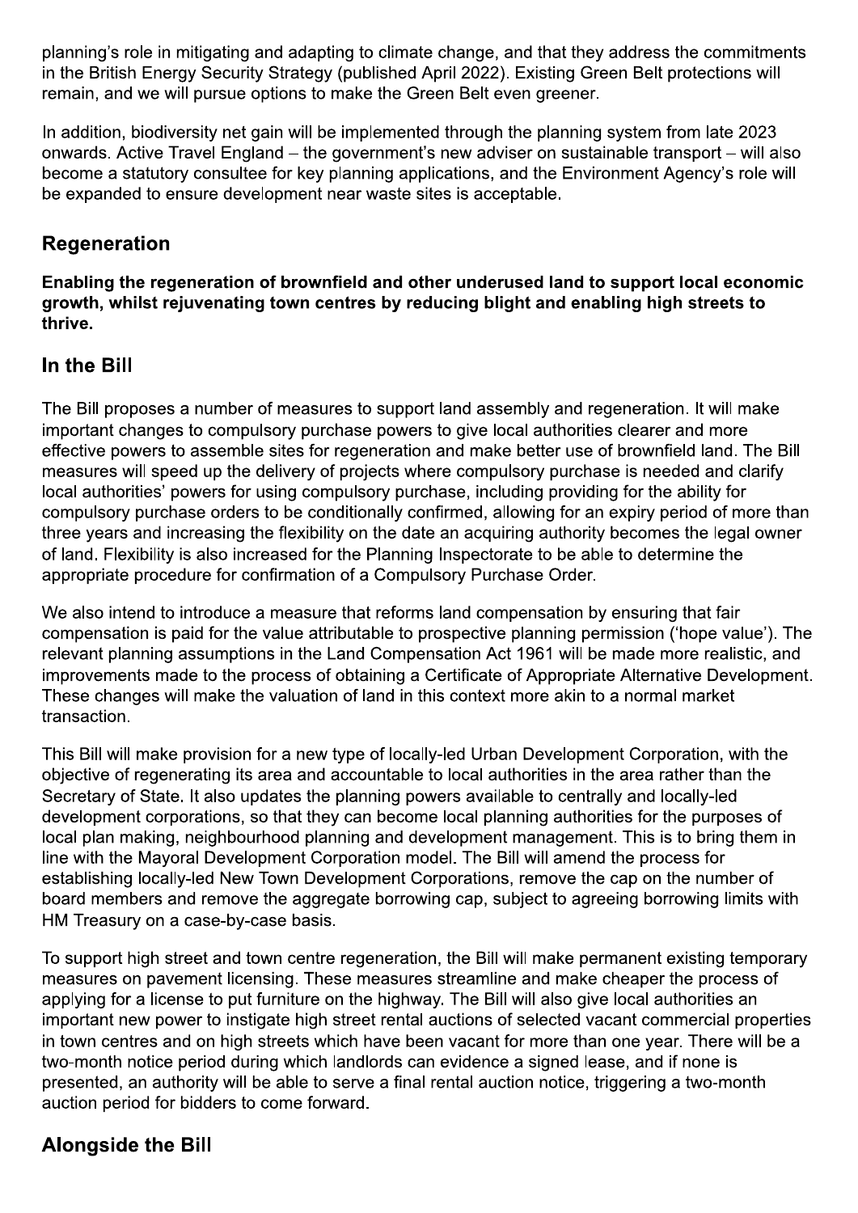planning's role in mitigating and adapting to climate change, and that they address the commitments in the British Energy Security Strategy (published April 2022). Existing Green Belt protections will remain, and we will pursue options to make the Green Belt even greener.

In addition, biodiversity net gain will be implemented through the planning system from late 2023 onwards. Active Travel England – the government's new adviser on sustainable transport – will also become a statutory consultee for key planning applications, and the Environment Agency's role will be expanded to ensure development near waste sites is acceptable.

## Regeneration

**Enabling the regeneration of brownfield and other underused land to support local economic growth, whilst rejuvenating town centres by reducing blight and enabling high streets to thrive.**

## In the Bill

The Bill proposes a number of measures to support land assembly and regeneration. It will make important changes to compulsory purchase powers to give local authorities clearer and more effective powers to assemble sites for regeneration and make better use of brownfield land. The Bill measures will speed up the delivery of projects where compulsory purchase is needed and clarify local authorities' powers for using compulsory purchase, including providing for the ability for compulsory purchase orders to be conditionally confirmed, allowing for an expiry period of more than three years and increasing the flexibility on the date an acquiring authority becomes the legal owner of land. Flexibility is also increased for the Planning Inspectorate to be able to determine the appropriate procedure for confirmation of a Compulsory Purchase Order.

We also intend to introduce a measure that reforms land compensation by ensuring that fair compensation is paid for the value attributable to prospective planning permission ('hope value'). The relevant planning assumptions in the Land Compensation Act 1961 will be made more realistic, and improvements made to the process of obtaining a Certificate of Appropriate Alternative Development. These changes will make the valuation of land in this context more akin to a normal market transaction.

This Bill will make provision for a new type of locally-led Urban Development Corporation, with the objective of regenerating its area and accountable to local authorities in the area rather than the Secretary of State. It also updates the planning powers available to centrally and locally-led development corporations, so that they can become local planning authorities for the purposes of local plan making, neighbourhood planning and development management. This is to bring them in line with the Mayoral Development Corporation model. The Bill will amend the process for establishing locally-led New Town Development Corporations, remove the cap on the number of board members and remove the aggregate borrowing cap, subject to agreeing borrowing limits with HM Treasury on a case-by-case basis.

To support high street and town centre regeneration, the Bill will make permanent existing temporary measures on pavement licensing. These measures streamline and make cheaper the process of applying for a license to put furniture on the highway. The Bill will also give local authorities an important new power to instigate high street rental auctions of selected vacant commercial properties in town centres and on high streets which have been vacant for more than one year. There will be a two-month notice period during which landlords can evidence a signed lease, and if none is presented, an authority will be able to serve a final rental auction notice, triggering a two-month auction period for bidders to come forward.

## Alongside the Bill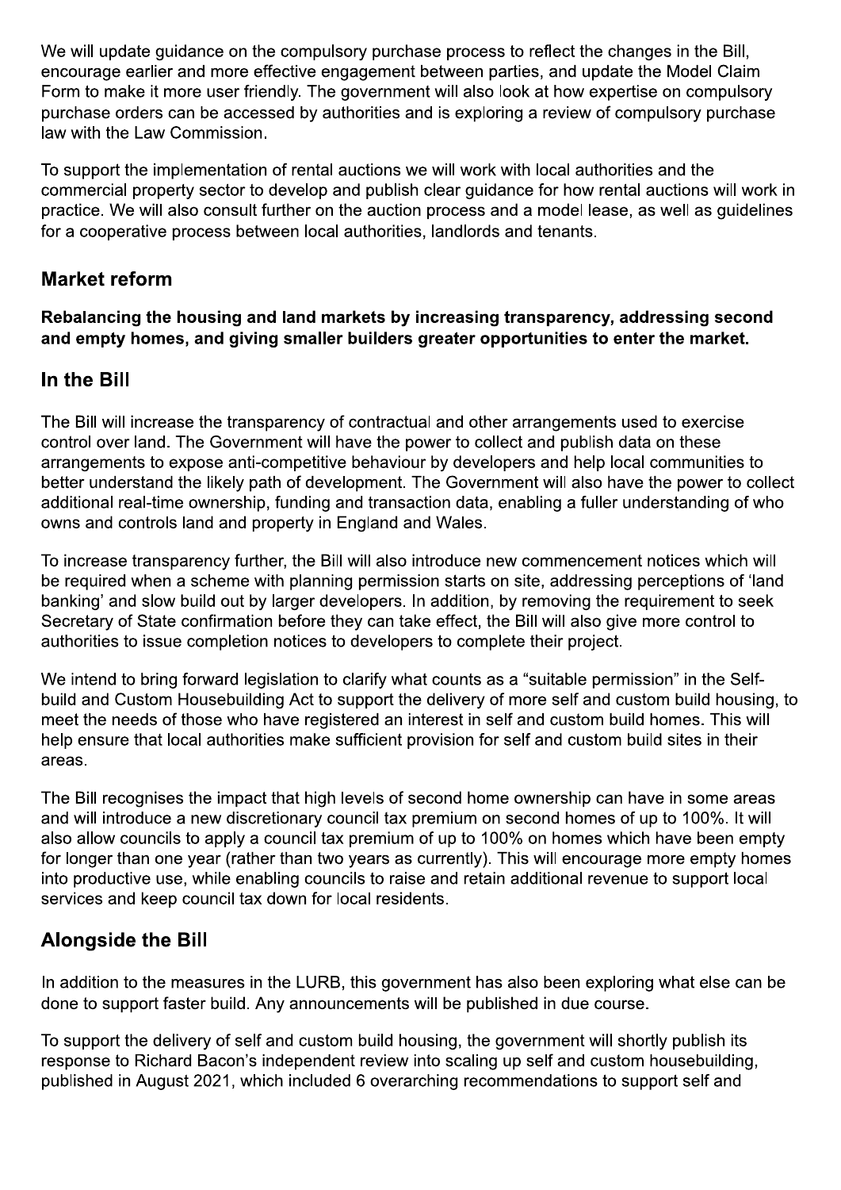We will update guidance on the compulsory purchase process to reflect the changes in the Bill, encourage earlier and more effective engagement between parties, and update the Model Claim Form to make it more user friendly. The government will also look at how expertise on compulsory purchase orders can be accessed by authorities and is exploring a review of compulsory purchase law with the Law Commission.

To support the implementation of rental auctions we will work with local authorities and the commercial property sector to develop and publish clear guidance for how rental auctions will work in practice. We will also consult further on the auction process and a model lease, as well as guidelines for a cooperative process between local authorities, landlords and tenants.

## Market reform

**Rebalancing the housing and land markets by increasing transparency, addressing second and empty homes, and giving smaller builders greater opportunities to enter the market.**

## In the Bill

The Bill will increase the transparency of contractual and other arrangements used to exercise control over land. The Government will have the power to collect and publish data on these arrangements to expose anti-competitive behaviour by developers and help local communities to better understand the likely path of development. The Government will also have the power to collect additional real-time ownership, funding and transaction data, enabling a fuller understanding of who owns and controls land and property in England and Wales.

To increase transparency further, the Bill will also introduce new commencement notices which will be required when a scheme with planning permission starts on site, addressing perceptions of 'land banking' and slow build out by larger developers. In addition, by removing the requirement to seek Secretary of State confirmation before they can take effect, the Bill will also give more control to authorities to issue completion notices to developers to complete their project.

We intend to bring forward legislation to clarify what counts as a "suitable permission" in the Self-build and Custom Housebuilding Act to support the delivery of more self and custom build housing, to meet the needs of those who have registered an interest in self and custom build homes. This will help ensure that local authorities make sufficient provision for self and custom build sites in their areas.

The Bill recognises the impact that high levels of second home ownership can have in some areas and will introduce a new discretionary council tax premium on second homes of up to 100%. It will also allow councils to apply a council tax premium of up to 100% on homes which have been empty for longer than one year (rather than two years as currently). This will encourage more empty homes into productive use, while enabling councils to raise and retain additional revenue to support local services and keep council tax down for local residents.

## Alongside the Bill

In addition to the measures in the LURB, this government has also been exploring what else can be done to support faster build. Any announcements will be published in due course.

To support the delivery of self and custom build housing, the government will shortly publish its response to Richard Bacon's independent review into scaling up self and custom housebuilding, published in August 2021, which included 6 overarching recommendations to support self and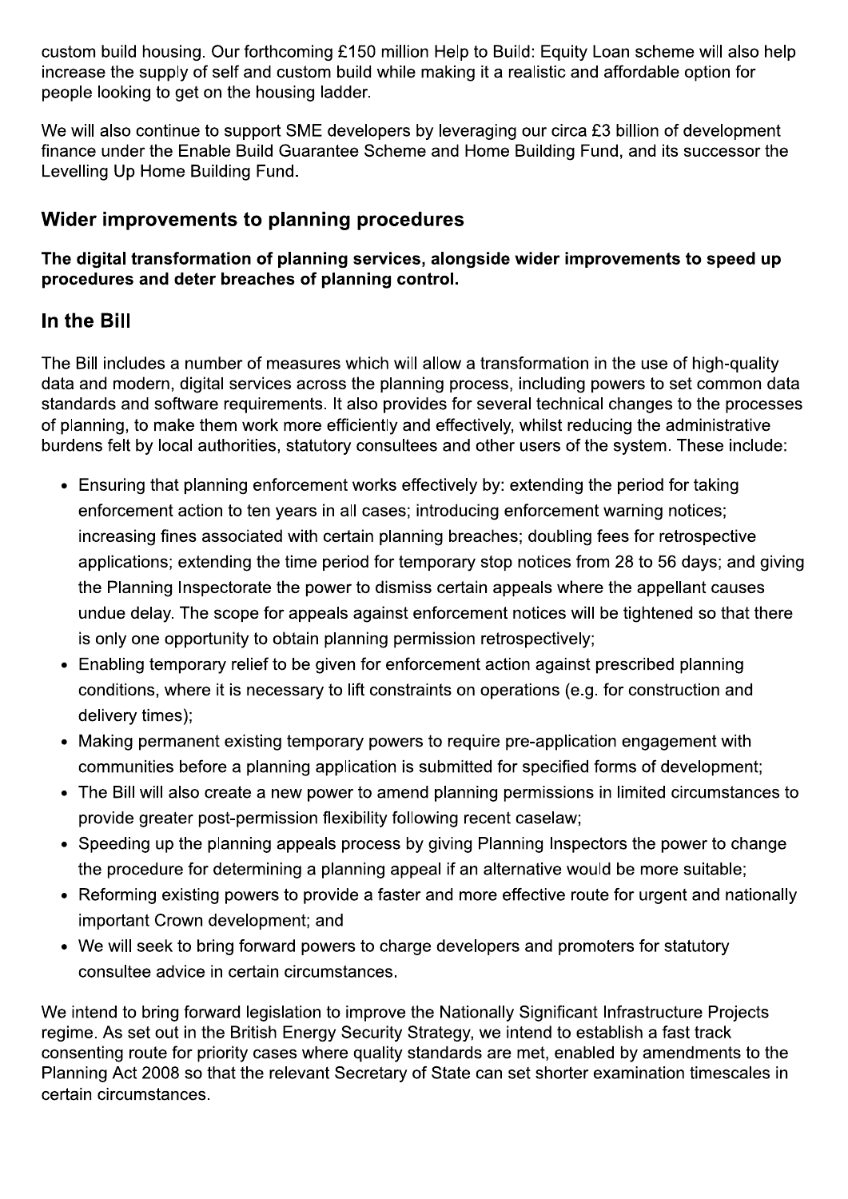custom build housing. Our forthcoming £150 million Help to Build: Equity Loan scheme will also help increase the supply of self and custom build while making it a realistic and affordable option for people looking to get on the housing ladder.

We will also continue to support SME developers by leveraging our circa £3 billion of development finance under the Enable Build Guarantee Scheme and Home Building Fund, and its successor the Levelling Up Home Building Fund.

## Wider improvements to planning procedures

**The digital transformation of planning services, alongside wider improvements to speed up procedures and deter breaches of planning control.**

## In the Bill

The Bill includes a number of measures which will allow a transformation in the use of high-quality data and modern, digital services across the planning process, including powers to set common data standards and software requirements. It also provides for several technical changes to the processes of planning, to make them work more efficiently and effectively, whilst reducing the administrative burdens felt by local authorities, statutory consultees and other users of the system. These include:

- Ensuring that planning enforcement works effectively by: extending the period for taking enforcement action to ten years in all cases; introducing enforcement warning notices; increasing fines associated with certain planning breaches; doubling fees for retrospective applications; extending the time period for temporary stop notices from 28 to 56 days; and giving the Planning Inspectorate the power to dismiss certain appeals where the appellant causes undue delay. The scope for appeals against enforcement notices will be tightened so that there is only one opportunity to obtain planning permission retrospectively;
- Enabling temporary relief to be given for enforcement action against prescribed planning conditions, where it is necessary to lift constraints on operations (e.g. for construction and delivery times);
- Making permanent existing temporary powers to require pre-application engagement with communities before a planning application is submitted for specified forms of development;
- The Bill will also create a new power to amend planning permissions in limited circumstances to provide greater post-permission flexibility following recent caselaw;
- Speeding up the planning appeals process by giving Planning Inspectors the power to change the procedure for determining a planning appeal if an alternative would be more suitable;
- Reforming existing powers to provide a faster and more effective route for urgent and nationally important Crown development; and
- We will seek to bring forward powers to charge developers and promoters for statutory consultee advice in certain circumstances.

We intend to bring forward legislation to improve the Nationally Significant Infrastructure Projects regime. As set out in the British Energy Security Strategy, we intend to establish a fast track consenting route for priority cases where quality standards are met, enabled by amendments to the Planning Act 2008 so that the relevant Secretary of State can set shorter examination timescales in certain circumstances.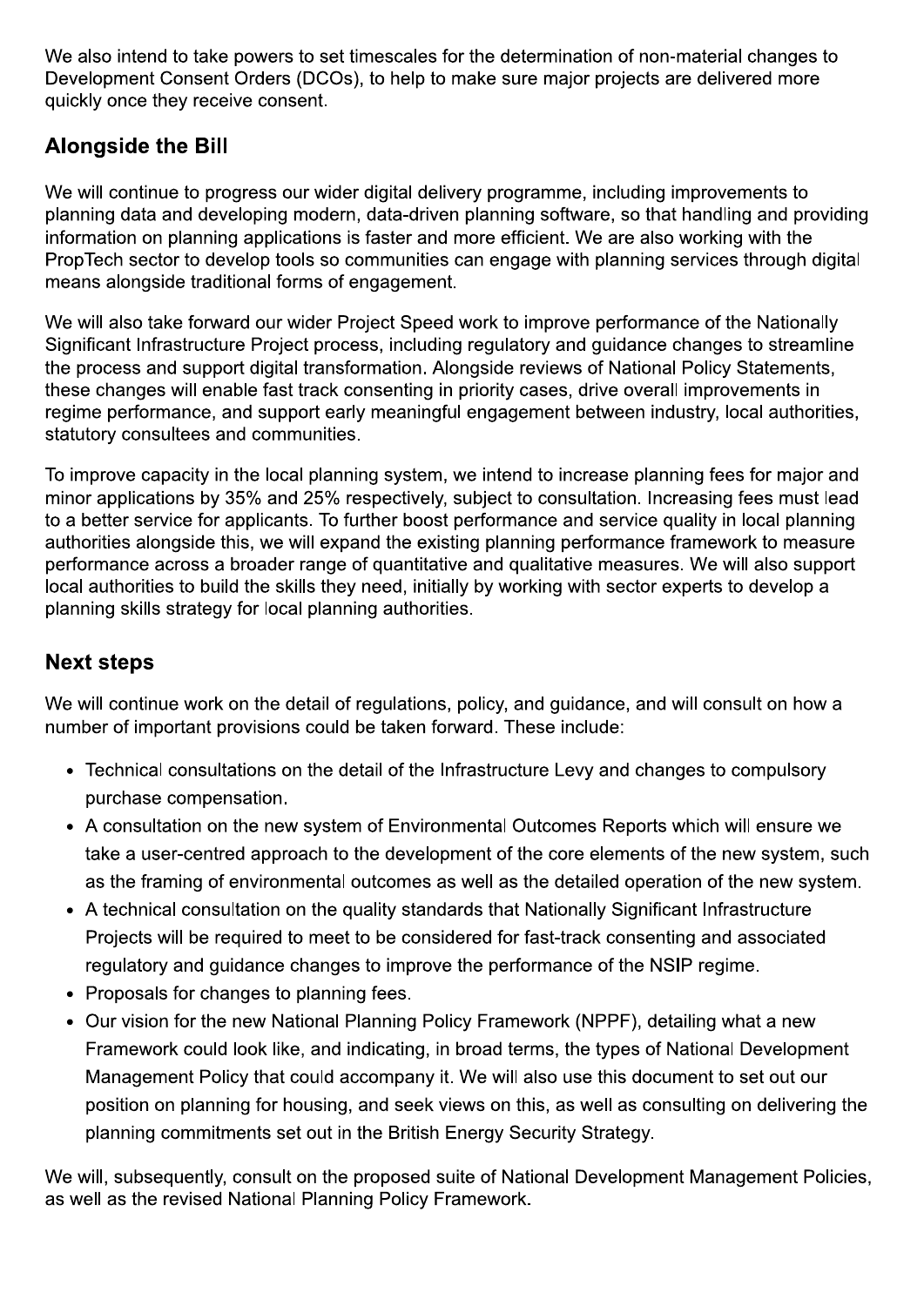We also intend to take powers to set timescales for the determination of non-material changes to Development Consent Orders (DCOs), to help to make sure major projects are delivered more quickly once they receive consent.

## Alongside the Bill

We will continue to progress our wider digital delivery programme, including improvements to planning data and developing modern, data-driven planning software, so that handling and providing information on planning applications is faster and more efficient. We are also working with the PropTech sector to develop tools so communities can engage with planning services through digital means alongside traditional forms of engagement.

We will also take forward our wider Project Speed work to improve performance of the Nationally Significant Infrastructure Project process, including regulatory and guidance changes to streamline the process and support digital transformation. Alongside reviews of National Policy Statements, these changes will enable fast track consenting in priority cases, drive overall improvements in regime performance, and support early meaningful engagement between industry, local authorities, statutory consultees and communities.

To improve capacity in the local planning system, we intend to increase planning fees for major and minor applications by 35% and 25% respectively, subject to consultation. Increasing fees must lead to a better service for applicants. To further boost performance and service quality in local planning authorities alongside this, we will expand the existing planning performance framework to measure performance across a broader range of quantitative and qualitative measures. We will also support local authorities to build the skills they need, initially by working with sector experts to develop a planning skills strategy for local planning authorities.

## Next steps

We will continue work on the detail of regulations, policy, and guidance, and will consult on how a number of important provisions could be taken forward. These include:

- Technical consultations on the detail of the Infrastructure Levy and changes to compulsory purchase compensation.
- A consultation on the new system of Environmental Outcomes Reports which will ensure we take a user-centred approach to the development of the core elements of the new system, such as the framing of environmental outcomes as well as the detailed operation of the new system.
- A technical consultation on the quality standards that Nationally Significant Infrastructure Projects will be required to meet to be considered for fast-track consenting and associated regulatory and guidance changes to improve the performance of the NSIP regime.
- Proposals for changes to planning fees.
- Our vision for the new National Planning Policy Framework (NPPF), detailing what a new Framework could look like, and indicating, in broad terms, the types of National Development Management Policy that could accompany it. We will also use this document to set out our position on planning for housing, and seek views on this, as well as consulting on delivering the planning commitments set out in the British Energy Security Strategy.

We will, subsequently, consult on the proposed suite of National Development Management Policies, as well as the revised National Planning Policy Framework.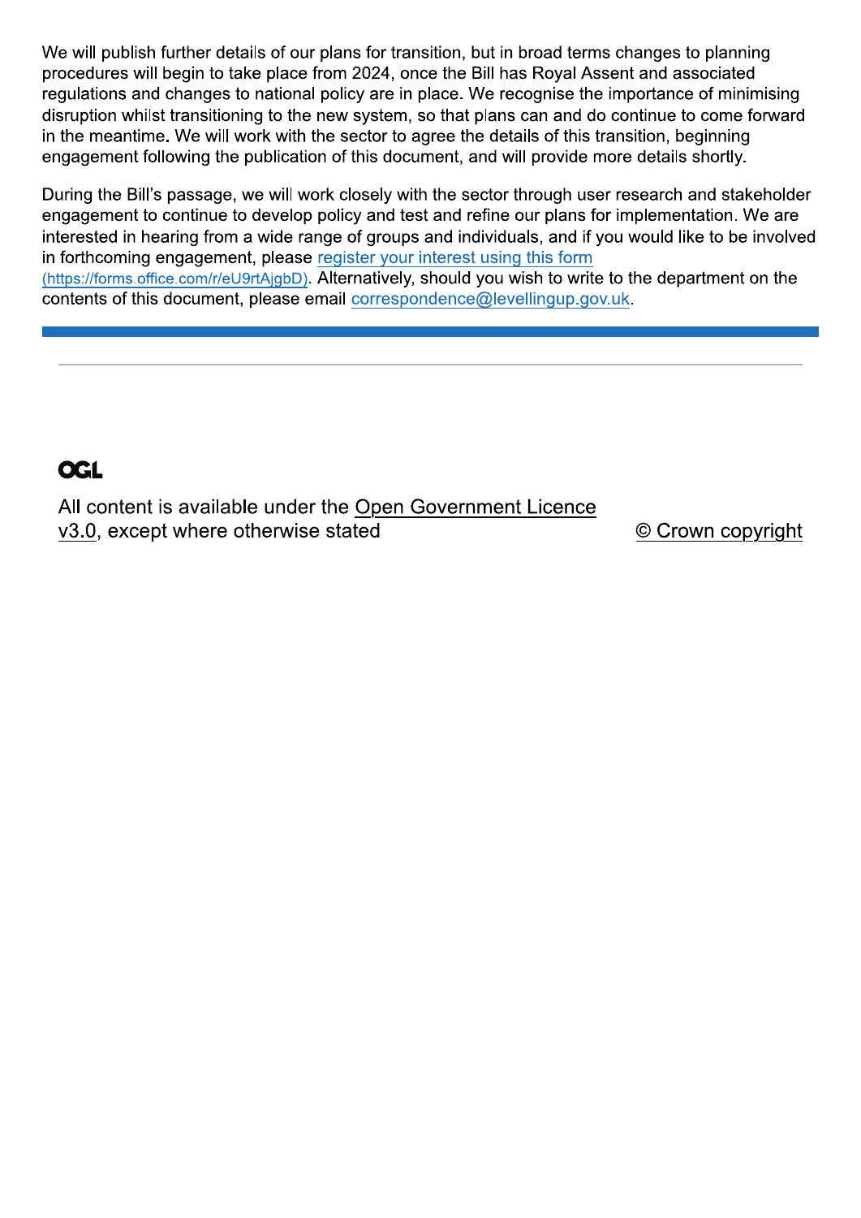We will publish further details of our plans for transition, but in broad terms changes to planning procedures will begin to take place from 2024, once the Bill has Royal Assent and associated regulations and changes to national policy are in place. We recognise the importance of minimising disruption whilst transitioning to the new system, so that plans can and do continue to come forward in the meantime. We will work with the sector to agree the details of this transition, beginning engagement following the publication of this document, and will provide more details shortly.

During the Bill's passage, we will work closely with the sector through user research and stakeholder engagement to continue to develop policy and test and refine our plans for implementation. We are interested in hearing from a wide range of groups and individuals, and if you would like to be involved in forthcoming engagement, please register your interest using this form (https://forms.office.com/r/eU9rtAjgbD). Alternatively, should you wish to write to the department on the contents of this document, please email correspondence@levellingup.gov.uk.

OGL

All content is available under the Open Government Licence v3.0, except where otherwise stated

© Crown copyright